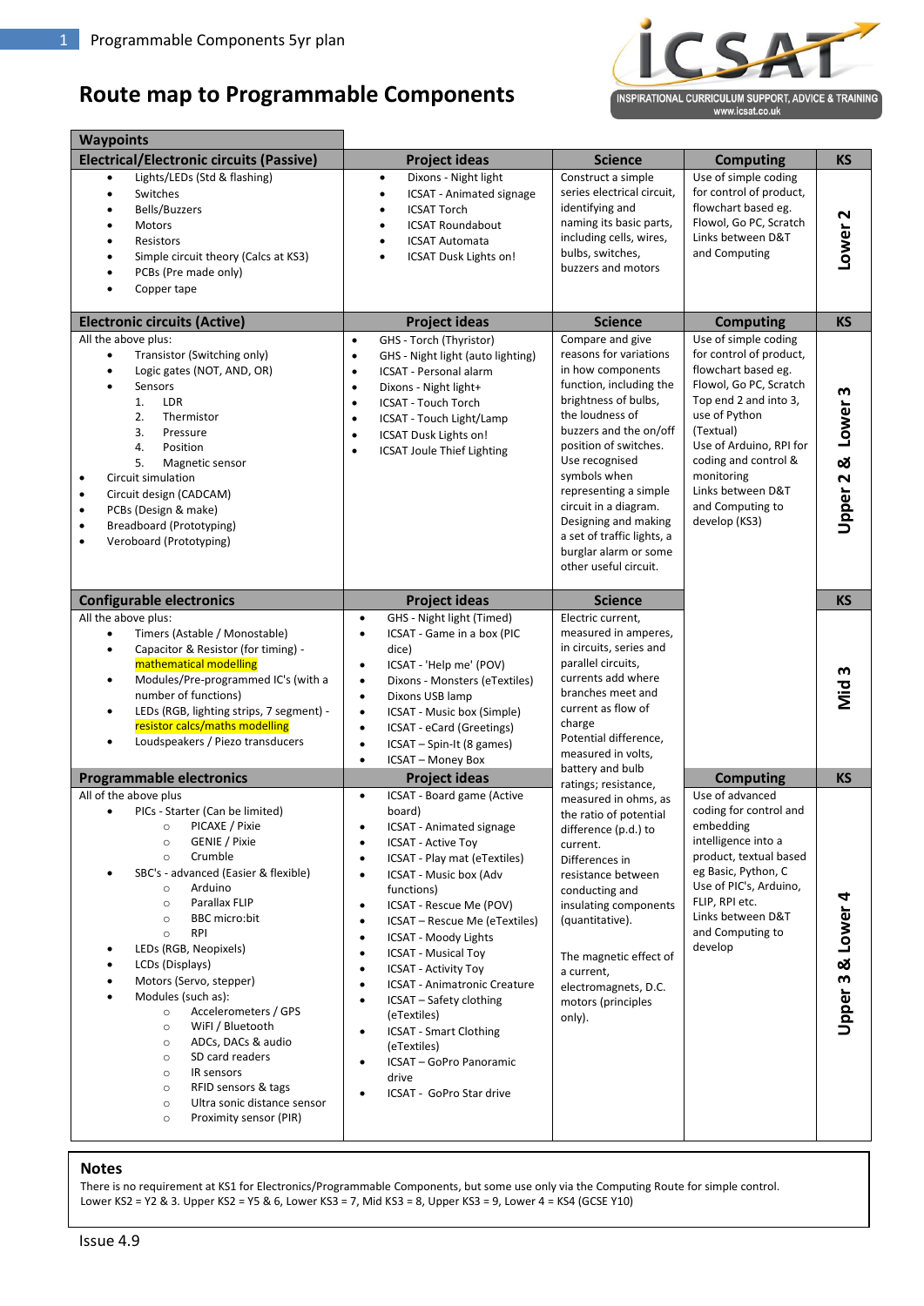# Route map to Programmable Components

ICSAT — INSPIRATIONAL CURRICULUM SUPPORT, ADVICE & TRAINING — www.icsat.co.uk

| Waypoints | | | | |
|---|---|---|---|---|
| **Electrical/Electronic circuits (Passive)** | **Project ideas** | **Science** | **Computing** | **KS** |
| • Lights/LEDs (Std & flashing)<br>• Switches<br>• Bells/Buzzers<br>• Motors<br>• Resistors<br>• Simple circuit theory (Calcs at KS3)<br>• PCBs (Pre made only)<br>• Copper tape | • Dixons - Night light<br>• ICSAT - Animated signage<br>• ICSAT Torch<br>• ICSAT Roundabout<br>• ICSAT Automata<br>• ICSAT Dusk Lights on! | Construct a simple series electrical circuit, identifying and naming its basic parts, including cells, wires, bulbs, switches, buzzers and motors | Use of simple coding for control of product, flowchart based eg. Flowol, Go PC, Scratch Links between D&T and Computing | Lower 2 |
| **Electronic circuits (Active)** | **Project ideas** | **Science** | **Computing** | **KS** |
| All the above plus:<br>• Transistor (Switching only)<br>• Logic gates (NOT, AND, OR)<br>• Sensors<br>1. LDR<br>2. Thermistor<br>3. Pressure<br>4. Position<br>5. Magnetic sensor<br>• Circuit simulation<br>• Circuit design (CADCAM)<br>• PCBs (Design & make)<br>• Breadboard (Prototyping)<br>• Veroboard (Prototyping) | • GHS - Torch (Thyristor)<br>• GHS - Night light (auto lighting)<br>• ICSAT - Personal alarm<br>• Dixons - Night light+<br>• ICSAT - Touch Torch<br>• ICSAT - Touch Light/Lamp<br>• ICSAT Dusk Lights on!<br>• ICSAT Joule Thief Lighting | Compare and give reasons for variations in how components function, including the brightness of bulbs, the loudness of buzzers and the on/off position of switches. Use recognised symbols when representing a simple circuit in a diagram. Designing and making a set of traffic lights, a burglar alarm or some other useful circuit. | Use of simple coding for control of product, flowchart based eg. Flowol, Go PC, Scratch Top end 2 and into 3, use of Python (Textual) Use of Arduino, RPI for coding and control & monitoring Links between D&T and Computing to develop (KS3) | Upper 2 & Lower 3 |
| **Configurable electronics** | **Project ideas** | **Science** | | **KS** |
| All the above plus:<br>• Timers (Astable / Monostable)<br>• Capacitor & Resistor (for timing) - mathematical modelling<br>• Modules/Pre-programmed IC's (with a number of functions)<br>• LEDs (RGB, lighting strips, 7 segment) - resistor calcs/maths modelling<br>• Loudspeakers / Piezo transducers | • GHS - Night light (Timed)<br>• ICSAT - Game in a box (PIC dice)<br>• ICSAT - 'Help me' (POV)<br>• Dixons - Monsters (eTextiles)<br>• Dixons USB lamp<br>• ICSAT - Music box (Simple)<br>• ICSAT - eCard (Greetings)<br>• ICSAT – Spin-It (8 games)<br>• ICSAT – Money Box | Electric current, measured in amperes, in circuits, series and parallel circuits, currents add where branches meet and current as flow of charge Potential difference, measured in volts, battery and bulb ratings; resistance, measured in ohms, as the ratio of potential difference (p.d.) to current. Differences in resistance between conducting and insulating components (quantitative). The magnetic effect of a current, electromagnets, D.C. motors (principles only). | | Mid 3 |
| **Programmable electronics** | **Project ideas** | | **Computing** | **KS** |
| All of the above plus<br>• PICs - Starter (Can be limited)<br>○ PICAXE / Pixie<br>○ GENIE / Pixie<br>○ Crumble<br>• SBC's - advanced (Easier & flexible)<br>○ Arduino<br>○ Parallax FLIP<br>○ BBC micro:bit<br>○ RPI<br>• LEDs (RGB, Neopixels)<br>• LCDs (Displays)<br>• Motors (Servo, stepper)<br>• Modules (such as):<br>○ Accelerometers / GPS<br>○ WiFI / Bluetooth<br>○ ADCs, DACs & audio<br>○ SD card readers<br>○ IR sensors<br>○ RFID sensors & tags<br>○ Ultra sonic distance sensor<br>○ Proximity sensor (PIR) | • ICSAT - Board game (Active board)<br>• ICSAT - Animated signage<br>• ICSAT - Active Toy<br>• ICSAT - Play mat (eTextiles)<br>• ICSAT - Music box (Adv functions)<br>• ICSAT - Rescue Me (POV)<br>• ICSAT – Rescue Me (eTextiles)<br>• ICSAT - Moody Lights<br>• ICSAT - Musical Toy<br>• ICSAT - Activity Toy<br>• ICSAT - Animatronic Creature<br>• ICSAT - Safety clothing (eTextiles)<br>• ICSAT - Smart Clothing (eTextiles)<br>• ICSAT – GoPro Panoramic drive<br>• ICSAT - GoPro Star drive | | Use of advanced coding for control and embedding intelligence into a product, textual based eg Basic, Python, C Use of PIC's, Arduino, FLIP, RPI etc. Links between D&T and Computing to develop | Upper 3 & Lower 4 |

## Notes

There is no requirement at KS1 for Electronics/Programmable Components, but some use only via the Computing Route for simple control.
Lower KS2 = Y2 & 3. Upper KS2 = Y5 & 6, Lower KS3 = 7, Mid KS3 = 8, Upper KS3 = 9, Lower 4 = KS4 (GCSE Y10)

Issue 4.9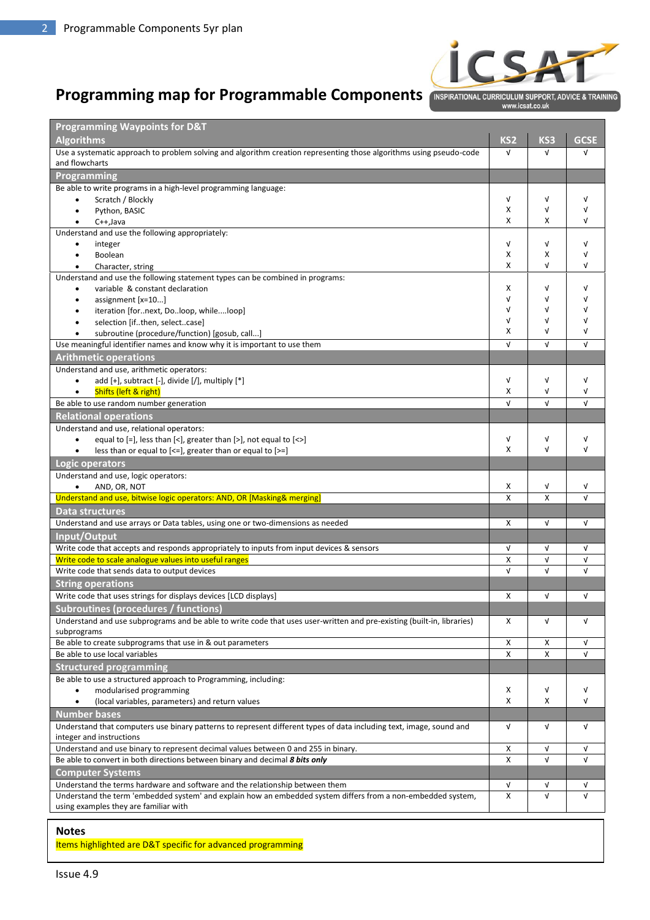# Programming map for Programmable Components

| Programming Waypoints for D&T | | | |
|---|---|---|---|
| **Algorithms** | **KS2** | **KS3** | **GCSE** |
| Use a systematic approach to problem solving and algorithm creation representing those algorithms using pseudo-code and flowcharts | √ | √ | √ |
| **Programming** | | | |
| Be able to write programs in a high-level programming language: | | | |
| • Scratch / Blockly | √ | √ | √ |
| • Python, BASIC | X | √ | √ |
| • C++,Java | X | X | √ |
| Understand and use the following appropriately: | | | |
| • integer | √ | √ | √ |
| • Boolean | X | X | √ |
| • Character, string | X | √ | √ |
| Understand and use the following statement types can be combined in programs: | | | |
| • variable & constant declaration | X | √ | √ |
| • assignment [x=10...] | √ | √ | √ |
| • iteration [for..next, Do..loop, while....loop] | √ | √ | √ |
| • selection [if..then, select..case] | √ | √ | √ |
| • subroutine (procedure/function) [gosub, call...] | X | √ | √ |
| Use meaningful identifier names and know why it is important to use them | √ | √ | √ |
| **Arithmetic operations** | | | |
| Understand and use, arithmetic operators: | | | |
| • add [+], subtract [-], divide [/], multiply [*] | √ | √ | √ |
| • Shifts (left & right) | X | √ | √ |
| Be able to use random number generation | √ | √ | √ |
| **Relational operations** | | | |
| Understand and use, relational operators: | | | |
| • equal to [=], less than [<], greater than [>], not equal to [<>] | √ | √ | √ |
| • less than or equal to [<=], greater than or equal to [>=] | X | √ | √ |
| **Logic operators** | | | |
| Understand and use, logic operators: | | | |
| • AND, OR, NOT | X | √ | √ |
| Understand and use, bitwise logic operators: AND, OR [Masking& merging] | X | X | √ |
| **Data structures** | | | |
| Understand and use arrays or Data tables, using one or two-dimensions as needed | X | √ | √ |
| **Input/Output** | | | |
| Write code that accepts and responds appropriately to inputs from input devices & sensors | √ | √ | √ |
| Write code to scale analogue values into useful ranges | X | √ | √ |
| Write code that sends data to output devices | √ | √ | √ |
| **String operations** | | | |
| Write code that uses strings for displays devices [LCD displays] | X | √ | √ |
| **Subroutines (procedures / functions)** | | | |
| Understand and use subprograms and be able to write code that uses user-written and pre-existing (built-in, libraries) subprograms | X | √ | √ |
| Be able to create subprograms that use in & out parameters | X | X | √ |
| Be able to use local variables | X | X | √ |
| **Structured programming** | | | |
| Be able to use a structured approach to Programming, including: | | | |
| • modularised programming | X | √ | √ |
| • (local variables, parameters) and return values | X | X | √ |
| **Number bases** | | | |
| Understand that computers use binary patterns to represent different types of data including text, image, sound and integer and instructions | √ | √ | √ |
| Understand and use binary to represent decimal values between 0 and 255 in binary. | X | √ | √ |
| Be able to convert in both directions between binary and decimal ***8 bits only*** | X | √ | √ |
| **Computer Systems** | | | |
| Understand the terms hardware and software and the relationship between them | √ | √ | √ |
| Understand the term 'embedded system' and explain how an embedded system differs from a non-embedded system, using examples they are familiar with | X | √ | √ |

**Notes**

Items highlighted are D&T specific for advanced programming

Issue 4.9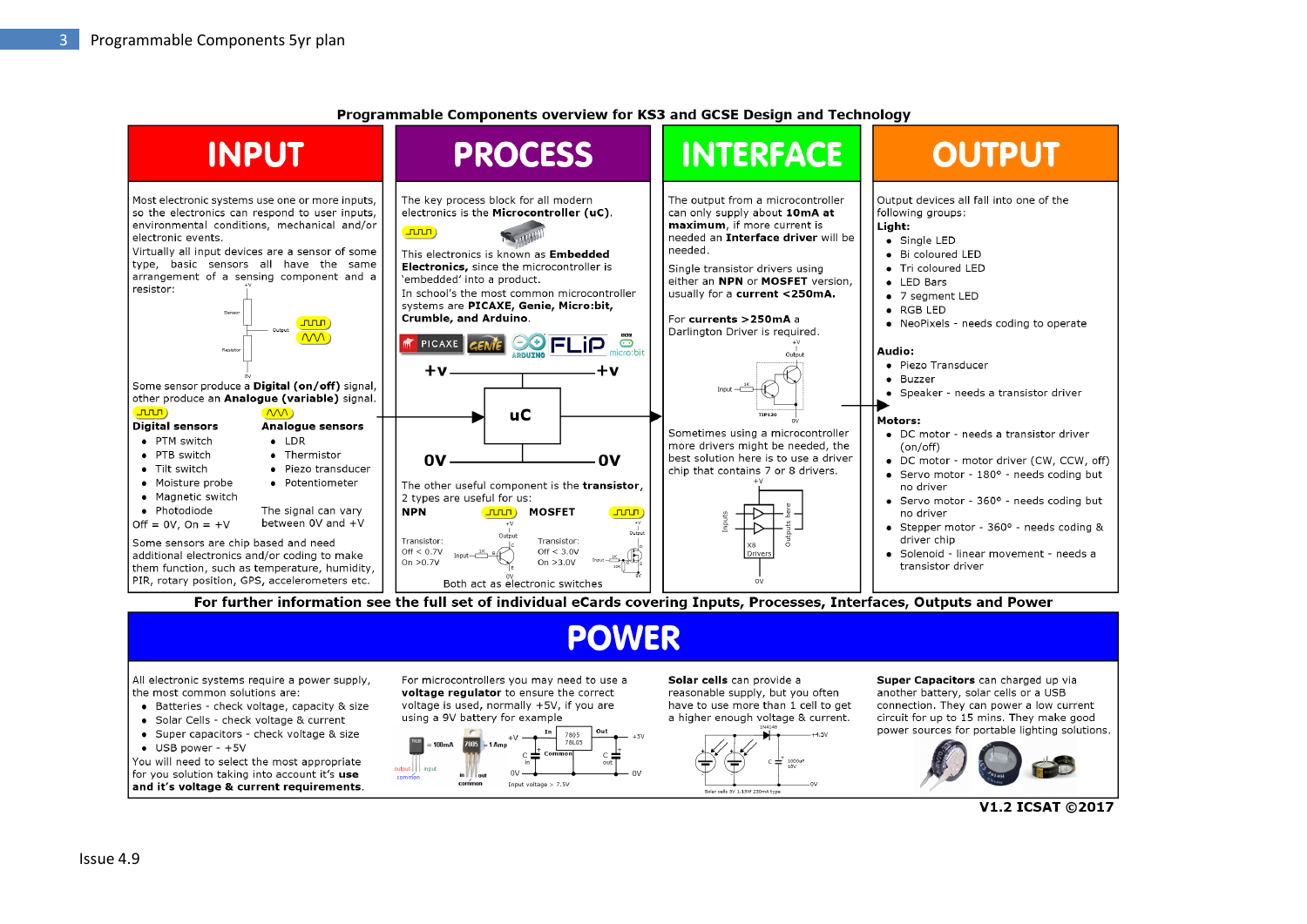# Programmable Components overview for KS3 and GCSE Design and Technology

## INPUT

Most electronic systems use one or more inputs, so the electronics can respond to user inputs, environmental conditions, mechanical and/or electronic events.

Virtually all input devices are a sensor of some type, basic sensors all have the same arrangement of a sensing component and a resistor:

+V
Sensor
Output
Resistor
0V

Some sensor produce a **Digital (on/off)** signal, other produce an **Analogue (variable)** signal.

**Digital sensors**

- PTM switch
- PTB switch
- Tilt switch
- Moisture probe
- Magnetic switch
- Photodiode

Off = 0V, On = +V

**Analogue sensors**

- LDR
- Thermistor
- Piezo transducer
- Potentiometer

The signal can vary between 0V and +V

Some sensors are chip based and need additional electronics and/or coding to make them function, such as temperature, humidity, PIR, rotary position, GPS, accelerometers etc.

## PROCESS

The key process block for all modern electronics is the **Microcontroller (uC)**.

This electronics is known as **Embedded Electronics,** since the microcontroller is 'embedded' into a product.

In school's the most common microcontroller systems are **PICAXE, Genie, Micro:bit, Crumble, and Arduino.**

PICAXE GENIE ARDUINO FLiP micro:bit

+V +V
uC
0V 0V

The other useful component is the **transistor,** 2 types are useful for us:

**NPN**

Transistor:
Off < 0.7V
On >0.7V

**MOSFET**

Transistor:
Off < 3.0V
On >3.0V

Both act as electronic switches

## INTERFACE

The output from a microcontroller can only supply about **10mA at maximum**, if more current is needed an **Interface driver** will be needed.

Single transistor drivers using either an **NPN** or **MOSFET** version, usually for a **current <250mA.**

For **currents >250mA** a Darlington Driver is required.

+V
Output
Input 1K
TIP120
0V

Sometimes using a microcontroller more drivers might be needed, the best solution here is to use a driver chip that contains 7 or 8 drivers.

+V
Inputs
X8 Drivers
Outputs here
0V

## OUTPUT

Output devices all fall into one of the following groups:

**Light:**

- Single LED
- Bi coloured LED
- Tri coloured LED
- LED Bars
- 7 segment LED
- RGB LED
- NeoPixels - needs coding to operate

**Audio:**

- Piezo Transducer
- Buzzer
- Speaker - needs a transistor driver

**Motors:**

- DC motor - needs a transistor driver (on/off)
- DC motor - motor driver (CW, CCW, off)
- Servo motor - 180° - needs coding but no driver
- Servo motor - 360° - needs coding but no driver
- Stepper motor - 360° - needs coding & driver chip
- Solenoid - linear movement - needs a transistor driver

**For further information see the full set of individual eCards covering Inputs, Processes, Interfaces, Outputs and Power**

## POWER

All electronic systems require a power supply, the most common solutions are:

- Batteries - check voltage, capacity & size
- Solar Cells - check voltage & current
- Super capacitors - check voltage & size
- USB power - +5V

You will need to select the most appropriate for you solution taking into account it's **use and it's voltage & current requirements**.

For microcontrollers you may need to use a **voltage regulator** to ensure the correct voltage is used, normally +5V, if you are using a 9V battery for example

= 100mA
= 1 Amp
7805 / 78L05
In Out Common
+V +5V
0V 0V
Input voltage > 7.5V

**Solar cells** can provide a reasonable supply, but you often have to use more than 1 cell to get a higher enough voltage & current.

1N4148
+4.5V
1000uF 10V
0V
Solar cells 3V 1.13W 230mA type

**Super Capacitors** can charged up via another battery, solar cells or a USB connection. They can power a low current circuit for up to 15 mins. They make good power sources for portable lighting solutions.

**V1.2 ICSAT ©2017**

Issue 4.9